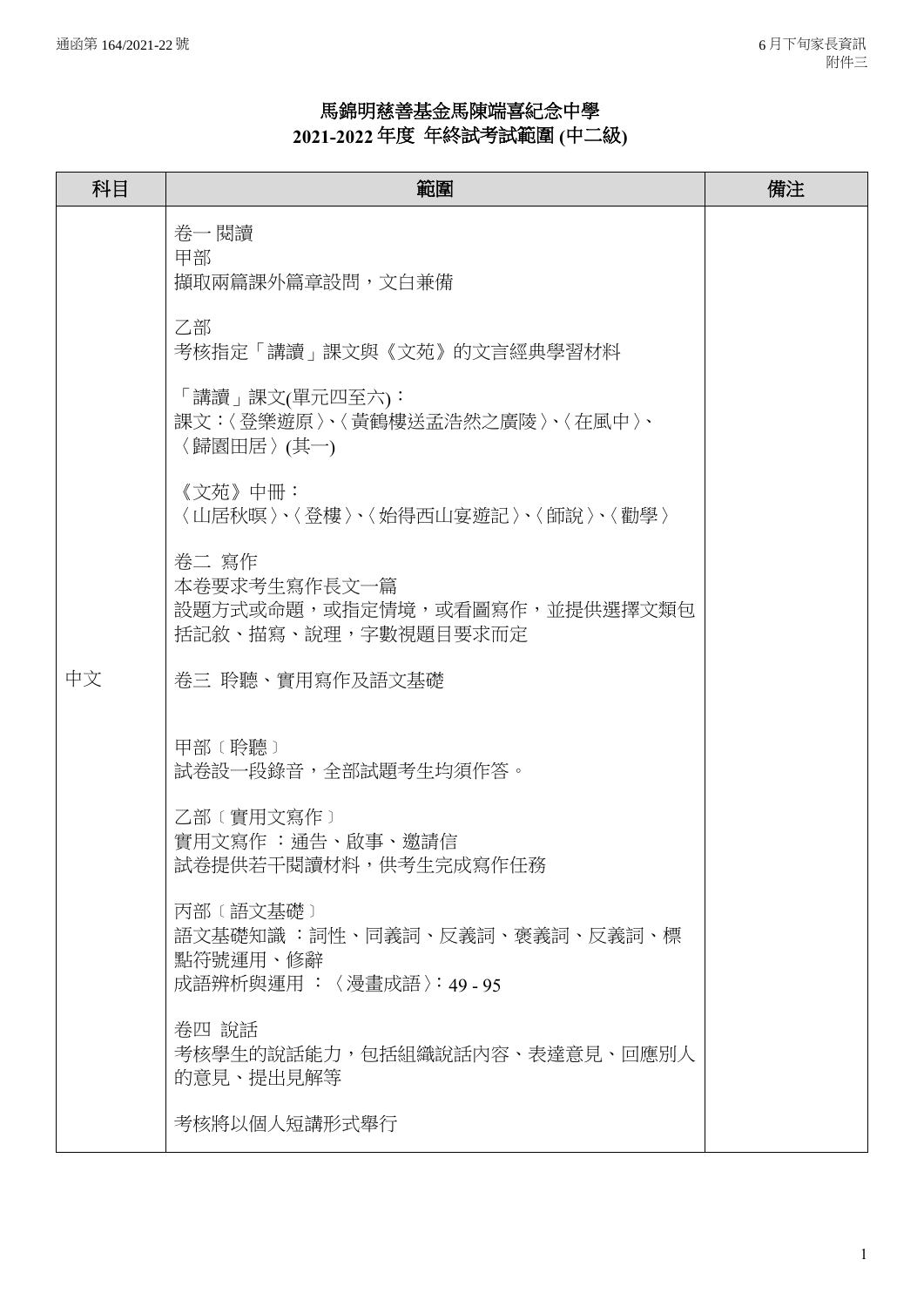通函第 164/2021-22 號

6 月下旬家長資訊
附件三

# 馬錦明慈善基金馬陳端喜紀念中學
## 2021-2022 年度 年終試考試範圍 (中二級)

| 科目 | 範圍 | 備注 |
|---|---|---|
| 中文 | 卷一 閱讀<br>甲部<br>擷取兩篇課外篇章設問，文白兼備<br><br>乙部<br>考核指定「講讀」課文與《文苑》的文言經典學習材料<br><br>「講讀」課文(單元四至六)：<br>課文：〈登樂遊原〉、〈黃鶴樓送孟浩然之廣陵〉、〈在風中〉、〈歸園田居〉(其一)<br><br>《文苑》中冊：<br>〈山居秋暝〉、〈登樓〉、〈始得西山宴遊記〉、〈師說〉、〈勸學〉<br><br>卷二 寫作<br>本卷要求考生寫作長文一篇<br>設題方式或命題，或指定情境，或看圖寫作，並提供選擇文類包括記敘、描寫、說理，字數視題目要求而定<br><br>卷三 聆聽、實用寫作及語文基礎<br><br>甲部〔聆聽〕<br>試卷設一段錄音，全部試題考生均須作答。<br><br>乙部〔實用文寫作〕<br>實用文寫作 ：通告、啟事、邀請信<br>試卷提供若干閱讀材料，供考生完成寫作任務<br><br>丙部〔語文基礎〕<br>語文基礎知識 ：詞性、同義詞、反義詞、褒義詞、反義詞、標點符號運用、修辭<br>成語辨析與運用 ：〈漫畫成語〉：49 - 95<br><br>卷四 說話<br>考核學生的說話能力，包括組織說話內容、表達意見、回應別人的意見、提出見解等<br><br>考核將以個人短講形式舉行 | |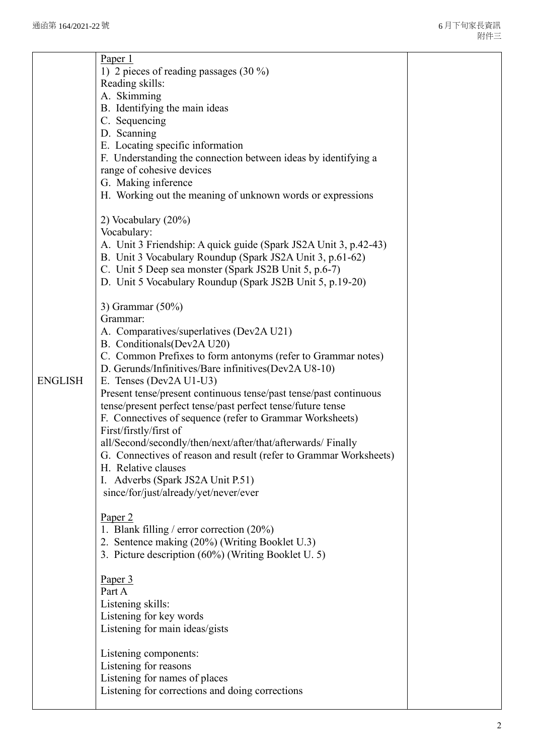| ENGLISH | Paper 1<br>1) 2 pieces of reading passages (30 %)<br>Reading skills:<br>A. Skimming<br>B. Identifying the main ideas<br>C. Sequencing<br>D. Scanning<br>E. Locating specific information<br>F. Understanding the connection between ideas by identifying a range of cohesive devices<br>G. Making inference<br>H. Working out the meaning of unknown words or expressions<br><br>2) Vocabulary (20%)<br>Vocabulary:<br>A. Unit 3 Friendship: A quick guide (Spark JS2A Unit 3, p.42-43)<br>B. Unit 3 Vocabulary Roundup (Spark JS2A Unit 3, p.61-62)<br>C. Unit 5 Deep sea monster (Spark JS2B Unit 5, p.6-7)<br>D. Unit 5 Vocabulary Roundup (Spark JS2B Unit 5, p.19-20)<br><br>3) Grammar (50%)<br>Grammar:<br>A. Comparatives/superlatives (Dev2A U21)<br>B. Conditionals(Dev2A U20)<br>C. Common Prefixes to form antonyms (refer to Grammar notes)<br>D. Gerunds/Infinitives/Bare infinitives(Dev2A U8-10)<br>E. Tenses (Dev2A U1-U3)<br>Present tense/present continuous tense/past tense/past continuous tense/present perfect tense/past perfect tense/future tense<br>F. Connectives of sequence (refer to Grammar Worksheets)<br>First/firstly/first of all/Second/secondly/then/next/after/that/afterwards/ Finally<br>G. Connectives of reason and result (refer to Grammar Worksheets)<br>H. Relative clauses<br>I. Adverbs (Spark JS2A Unit P.51)<br>since/for/just/already/yet/never/ever<br><br>Paper 2<br>1. Blank filling / error correction (20%)<br>2. Sentence making (20%) (Writing Booklet U.3)<br>3. Picture description (60%) (Writing Booklet U. 5)<br><br>Paper 3<br>Part A<br>Listening skills:<br>Listening for key words<br>Listening for main ideas/gists<br><br>Listening components:<br>Listening for reasons<br>Listening for names of places<br>Listening for corrections and doing corrections | |
|---|---|---|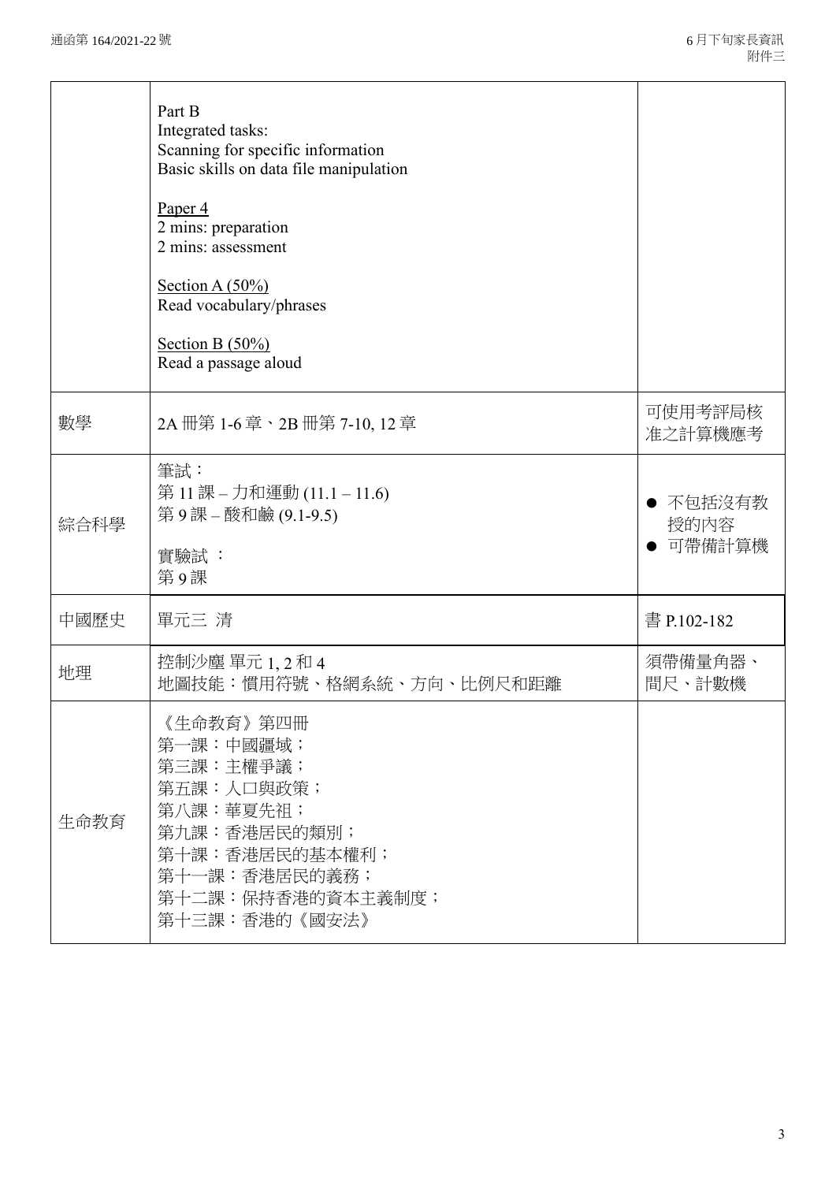| | | |
|---|---|---|
| | Part B<br>Integrated tasks:<br>Scanning for specific information<br>Basic skills on data file manipulation<br><br><u>Paper 4</u><br>2 mins: preparation<br>2 mins: assessment<br><br><u>Section A (50%)</u><br>Read vocabulary/phrases<br><br><u>Section B (50%)</u><br>Read a passage aloud | |
| 數學 | 2A 冊第 1-6 章、2B 冊第 7-10, 12 章 | 可使用考評局核准之計算機應考 |
| 綜合科學 | 筆試：<br>第 11 課 – 力和運動 (11.1 – 11.6)<br>第 9 課 – 酸和鹼 (9.1-9.5)<br><br>實驗試 ：<br>第 9 課 | ● 不包括沒有教授的內容<br>● 可帶備計算機 |
| 中國歷史 | 單元三 清 | 書 P.102-182 |
| 地理 | 控制沙塵 單元 1, 2 和 4<br>地圖技能：慣用符號、格網系統、方向、比例尺和距離 | 須帶備量角器、間尺、計數機 |
| 生命教育 | 《生命教育》第四冊<br>第一課：中國疆域；<br>第三課：主權爭議；<br>第五課：人口與政策；<br>第八課：華夏先祖；<br>第九課：香港居民的類別；<br>第十課：香港居民的基本權利；<br>第十一課：香港居民的義務；<br>第十二課：保持香港的資本主義制度；<br>第十三課：香港的《國安法》 | |